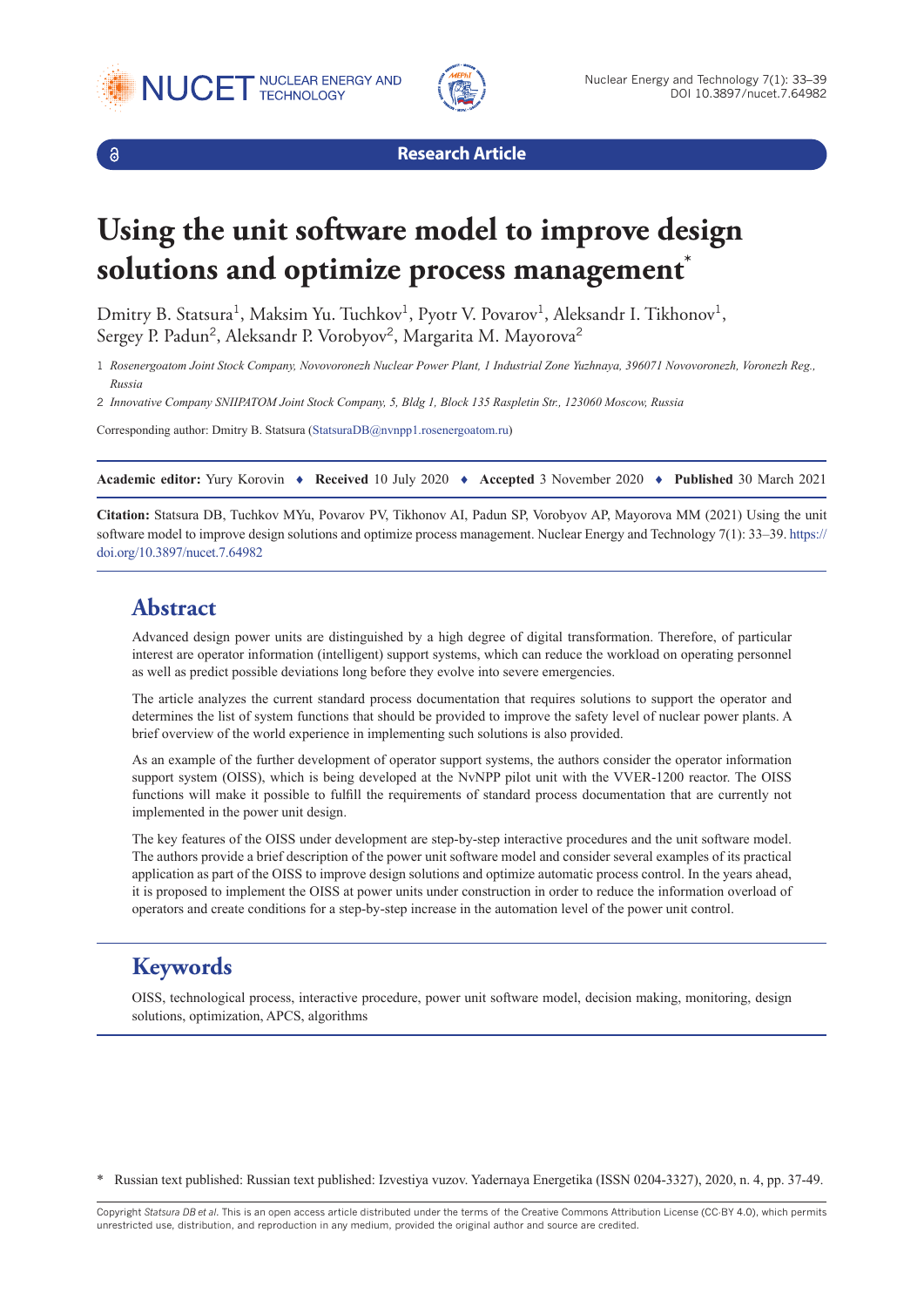Research Article

# Using the unit software model to improve design solutions and optimize process management*

Dmitry B. Statsura[1], Maksim Yu. Tuchkov[1], Pyotr V. Povarov[1], Aleksandr I. Tikhonov[1], Sergey P. Padun[2], Aleksandr P. Vorobyov[2], Margarita M. Mayorova[2]

1 *Rosenergoatom Joint Stock Company, Novovoronezh Nuclear Power Plant, 1 Industrial Zone Yuzhnaya, 396071 Novovoronezh, Voronezh Reg., Russia*

2 *Innovative Company SNIIPATOM Joint Stock Company, 5, Bldg 1, Block 135 Raspletin Str., 123060 Moscow, Russia*

Corresponding author: Dmitry B. Statsura (StatsuraDB@nvnpp1.rosenergoatom.ru)

**Academic editor:** Yury Korovin ♦ **Received** 10 July 2020 ♦ **Accepted** 3 November 2020 ♦ **Published** 30 March 2021

**Citation:** Statsura DB, Tuchkov MYu, Povarov PV, Tikhonov AI, Padun SP, Vorobyov AP, Mayorova MM (2021) Using the unit software model to improve design solutions and optimize process management. Nuclear Energy and Technology 7(1): 33–39. https://doi.org/10.3897/nucet.7.64982

## Abstract

Advanced design power units are distinguished by a high degree of digital transformation. Therefore, of particular interest are operator information (intelligent) support systems, which can reduce the workload on operating personnel as well as predict possible deviations long before they evolve into severe emergencies.

The article analyzes the current standard process documentation that requires solutions to support the operator and determines the list of system functions that should be provided to improve the safety level of nuclear power plants. A brief overview of the world experience in implementing such solutions is also provided.

As an example of the further development of operator support systems, the authors consider the operator information support system (OISS), which is being developed at the NvNPP pilot unit with the VVER-1200 reactor. The OISS functions will make it possible to fulfill the requirements of standard process documentation that are currently not implemented in the power unit design.

The key features of the OISS under development are step-by-step interactive procedures and the unit software model. The authors provide a brief description of the power unit software model and consider several examples of its practical application as part of the OISS to improve design solutions and optimize automatic process control. In the years ahead, it is proposed to implement the OISS at power units under construction in order to reduce the information overload of operators and create conditions for a step-by-step increase in the automation level of the power unit control.

## Keywords

OISS, technological process, interactive procedure, power unit software model, decision making, monitoring, design solutions, optimization, APCS, algorithms

* Russian text published: Russian text published: Izvestiya vuzov. Yadernaya Energetika (ISSN 0204-3327), 2020, n. 4, pp. 37-49.

Copyright *Statsura DB et al*. This is an open access article distributed under the terms of the Creative Commons Attribution License (CC-BY 4.0), which permits unrestricted use, distribution, and reproduction in any medium, provided the original author and source are credited.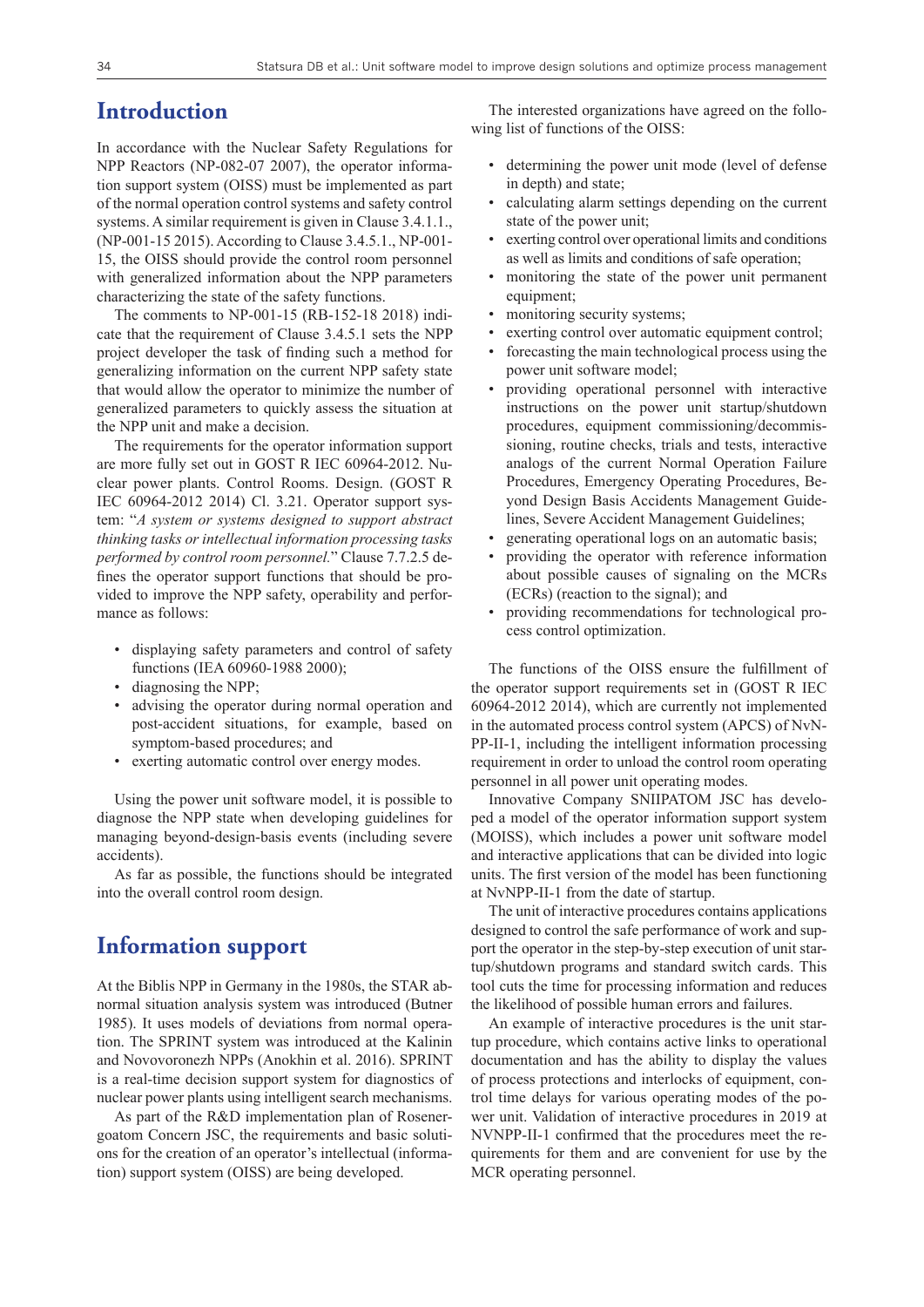# Introduction

In accordance with the Nuclear Safety Regulations for NPP Reactors (NP-082-07 2007), the operator information support system (OISS) must be implemented as part of the normal operation control systems and safety control systems. A similar requirement is given in Clause 3.4.1.1., (NP-001-15 2015). According to Clause 3.4.5.1., NP-001-15, the OISS should provide the control room personnel with generalized information about the NPP parameters characterizing the state of the safety functions.

The comments to NP-001-15 (RB-152-18 2018) indicate that the requirement of Clause 3.4.5.1 sets the NPP project developer the task of finding such a method for generalizing information on the current NPP safety state that would allow the operator to minimize the number of generalized parameters to quickly assess the situation at the NPP unit and make a decision.

The requirements for the operator information support are more fully set out in GOST R IEC 60964-2012. Nuclear power plants. Control Rooms. Design. (GOST R IEC 60964-2012 2014) Cl. 3.21. Operator support system: "*A system or systems designed to support abstract thinking tasks or intellectual information processing tasks performed by control room personnel.*" Clause 7.7.2.5 defines the operator support functions that should be provided to improve the NPP safety, operability and performance as follows:

- displaying safety parameters and control of safety functions (IEA 60960-1988 2000);
- diagnosing the NPP;
- advising the operator during normal operation and post-accident situations, for example, based on symptom-based procedures; and
- exerting automatic control over energy modes.

Using the power unit software model, it is possible to diagnose the NPP state when developing guidelines for managing beyond-design-basis events (including severe accidents).

As far as possible, the functions should be integrated into the overall control room design.

# Information support

At the Biblis NPP in Germany in the 1980s, the STAR abnormal situation analysis system was introduced (Butner 1985). It uses models of deviations from normal operation. The SPRINT system was introduced at the Kalinin and Novovoronezh NPPs (Anokhin et al. 2016). SPRINT is a real-time decision support system for diagnostics of nuclear power plants using intelligent search mechanisms.

As part of the R&D implementation plan of Rosenergoatom Concern JSC, the requirements and basic solutions for the creation of an operator's intellectual (information) support system (OISS) are being developed.

The interested organizations have agreed on the following list of functions of the OISS:

- determining the power unit mode (level of defense in depth) and state;
- calculating alarm settings depending on the current state of the power unit;
- exerting control over operational limits and conditions as well as limits and conditions of safe operation;
- monitoring the state of the power unit permanent equipment;
- monitoring security systems;
- exerting control over automatic equipment control;
- forecasting the main technological process using the power unit software model;
- providing operational personnel with interactive instructions on the power unit startup/shutdown procedures, equipment commissioning/decommissioning, routine checks, trials and tests, interactive analogs of the current Normal Operation Failure Procedures, Emergency Operating Procedures, Beyond Design Basis Accidents Management Guidelines, Severe Accident Management Guidelines;
- generating operational logs on an automatic basis;
- providing the operator with reference information about possible causes of signaling on the MCRs (ECRs) (reaction to the signal); and
- providing recommendations for technological process control optimization.

The functions of the OISS ensure the fulfillment of the operator support requirements set in (GOST R IEC 60964-2012 2014), which are currently not implemented in the automated process control system (APCS) of NvNPP-II-1, including the intelligent information processing requirement in order to unload the control room operating personnel in all power unit operating modes.

Innovative Company SNIIPATOM JSC has developed a model of the operator information support system (MOISS), which includes a power unit software model and interactive applications that can be divided into logic units. The first version of the model has been functioning at NvNPP-II-1 from the date of startup.

The unit of interactive procedures contains applications designed to control the safe performance of work and support the operator in the step-by-step execution of unit startup/shutdown programs and standard switch cards. This tool cuts the time for processing information and reduces the likelihood of possible human errors and failures.

An example of interactive procedures is the unit startup procedure, which contains active links to operational documentation and has the ability to display the values of process protections and interlocks of equipment, control time delays for various operating modes of the power unit. Validation of interactive procedures in 2019 at NVNPP-II-1 confirmed that the procedures meet the requirements for them and are convenient for use by the MCR operating personnel.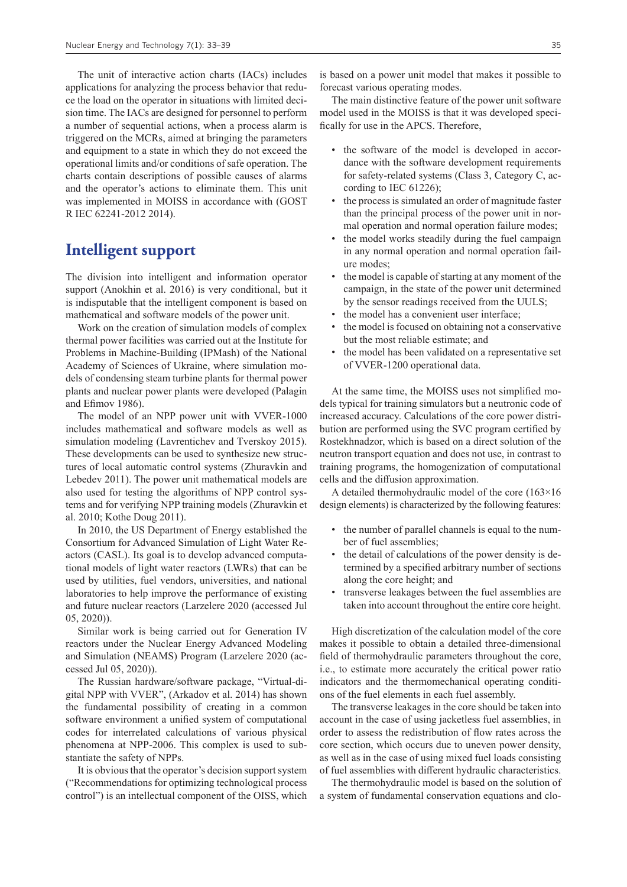The unit of interactive action charts (IACs) includes applications for analyzing the process behavior that reduce the load on the operator in situations with limited decision time. The IACs are designed for personnel to perform a number of sequential actions, when a process alarm is triggered on the MCRs, aimed at bringing the parameters and equipment to a state in which they do not exceed the operational limits and/or conditions of safe operation. The charts contain descriptions of possible causes of alarms and the operator's actions to eliminate them. This unit was implemented in MOISS in accordance with (GOST R IEC 62241-2012 2014).

## Intelligent support

The division into intelligent and information operator support (Anokhin et al. 2016) is very conditional, but it is indisputable that the intelligent component is based on mathematical and software models of the power unit.

Work on the creation of simulation models of complex thermal power facilities was carried out at the Institute for Problems in Machine-Building (IPMash) of the National Academy of Sciences of Ukraine, where simulation models of condensing steam turbine plants for thermal power plants and nuclear power plants were developed (Palagin and Efimov 1986).

The model of an NPP power unit with VVER-1000 includes mathematical and software models as well as simulation modeling (Lavrentichev and Tverskoy 2015). These developments can be used to synthesize new structures of local automatic control systems (Zhuravkin and Lebedev 2011). The power unit mathematical models are also used for testing the algorithms of NPP control systems and for verifying NPP training models (Zhuravkin et al. 2010; Kothe Doug 2011).

In 2010, the US Department of Energy established the Consortium for Advanced Simulation of Light Water Reactors (CASL). Its goal is to develop advanced computational models of light water reactors (LWRs) that can be used by utilities, fuel vendors, universities, and national laboratories to help improve the performance of existing and future nuclear reactors (Larzelere 2020 (accessed Jul 05, 2020)).

Similar work is being carried out for Generation IV reactors under the Nuclear Energy Advanced Modeling and Simulation (NEAMS) Program (Larzelere 2020 (accessed Jul 05, 2020)).

The Russian hardware/software package, "Virtual-digital NPP with VVER", (Arkadov et al. 2014) has shown the fundamental possibility of creating in a common software environment a unified system of computational codes for interrelated calculations of various physical phenomena at NPP-2006. This complex is used to substantiate the safety of NPPs.

It is obvious that the operator's decision support system ("Recommendations for optimizing technological process control") is an intellectual component of the OISS, which is based on a power unit model that makes it possible to forecast various operating modes.

The main distinctive feature of the power unit software model used in the MOISS is that it was developed specifically for use in the APCS. Therefore,

- the software of the model is developed in accordance with the software development requirements for safety-related systems (Class 3, Category C, according to IEC 61226);
- the process is simulated an order of magnitude faster than the principal process of the power unit in normal operation and normal operation failure modes;
- the model works steadily during the fuel campaign in any normal operation and normal operation failure modes;
- the model is capable of starting at any moment of the campaign, in the state of the power unit determined by the sensor readings received from the UULS;
- the model has a convenient user interface;
- the model is focused on obtaining not a conservative but the most reliable estimate; and
- the model has been validated on a representative set of VVER-1200 operational data.

At the same time, the MOISS uses not simplified models typical for training simulators but a neutronic code of increased accuracy. Calculations of the core power distribution are performed using the SVC program certified by Rostekhnadzor, which is based on a direct solution of the neutron transport equation and does not use, in contrast to training programs, the homogenization of computational cells and the diffusion approximation.

A detailed thermohydraulic model of the core (163×16 design elements) is characterized by the following features:

- the number of parallel channels is equal to the number of fuel assemblies;
- the detail of calculations of the power density is determined by a specified arbitrary number of sections along the core height; and
- transverse leakages between the fuel assemblies are taken into account throughout the entire core height.

High discretization of the calculation model of the core makes it possible to obtain a detailed three-dimensional field of thermohydraulic parameters throughout the core, i.e., to estimate more accurately the critical power ratio indicators and the thermomechanical operating conditions of the fuel elements in each fuel assembly.

The transverse leakages in the core should be taken into account in the case of using jacketless fuel assemblies, in order to assess the redistribution of flow rates across the core section, which occurs due to uneven power density, as well as in the case of using mixed fuel loads consisting of fuel assemblies with different hydraulic characteristics.

The thermohydraulic model is based on the solution of a system of fundamental conservation equations and clo-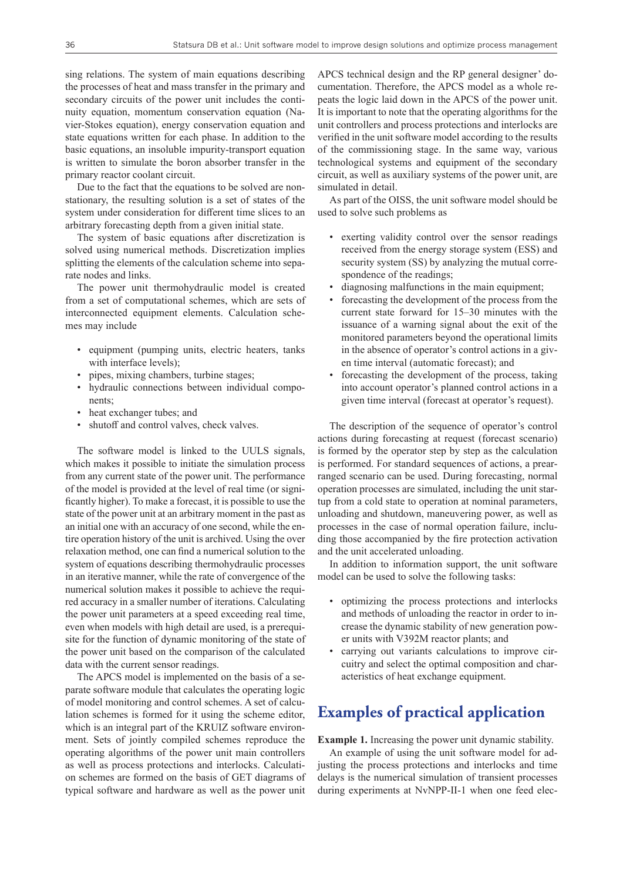sing relations. The system of main equations describing the processes of heat and mass transfer in the primary and secondary circuits of the power unit includes the continuity equation, momentum conservation equation (Navier-Stokes equation), energy conservation equation and state equations written for each phase. In addition to the basic equations, an insoluble impurity-transport equation is written to simulate the boron absorber transfer in the primary reactor coolant circuit.

Due to the fact that the equations to be solved are nonstationary, the resulting solution is a set of states of the system under consideration for different time slices to an arbitrary forecasting depth from a given initial state.

The system of basic equations after discretization is solved using numerical methods. Discretization implies splitting the elements of the calculation scheme into separate nodes and links.

The power unit thermohydraulic model is created from a set of computational schemes, which are sets of interconnected equipment elements. Calculation schemes may include

- equipment (pumping units, electric heaters, tanks with interface levels);
- pipes, mixing chambers, turbine stages;
- hydraulic connections between individual components;
- heat exchanger tubes; and
- shutoff and control valves, check valves.

The software model is linked to the UULS signals, which makes it possible to initiate the simulation process from any current state of the power unit. The performance of the model is provided at the level of real time (or significantly higher). To make a forecast, it is possible to use the state of the power unit at an arbitrary moment in the past as an initial one with an accuracy of one second, while the entire operation history of the unit is archived. Using the over relaxation method, one can find a numerical solution to the system of equations describing thermohydraulic processes in an iterative manner, while the rate of convergence of the numerical solution makes it possible to achieve the required accuracy in a smaller number of iterations. Calculating the power unit parameters at a speed exceeding real time, even when models with high detail are used, is a prerequisite for the function of dynamic monitoring of the state of the power unit based on the comparison of the calculated data with the current sensor readings.

The APCS model is implemented on the basis of a separate software module that calculates the operating logic of model monitoring and control schemes. A set of calculation schemes is formed for it using the scheme editor, which is an integral part of the KRUIZ software environment. Sets of jointly compiled schemes reproduce the operating algorithms of the power unit main controllers as well as process protections and interlocks. Calculation schemes are formed on the basis of GET diagrams of typical software and hardware as well as the power unit APCS technical design and the RP general designer' documentation. Therefore, the APCS model as a whole repeats the logic laid down in the APCS of the power unit. It is important to note that the operating algorithms for the unit controllers and process protections and interlocks are verified in the unit software model according to the results of the commissioning stage. In the same way, various technological systems and equipment of the secondary circuit, as well as auxiliary systems of the power unit, are simulated in detail.

As part of the OISS, the unit software model should be used to solve such problems as

- exerting validity control over the sensor readings received from the energy storage system (ESS) and security system (SS) by analyzing the mutual correspondence of the readings;
- diagnosing malfunctions in the main equipment;
- forecasting the development of the process from the current state forward for 15–30 minutes with the issuance of a warning signal about the exit of the monitored parameters beyond the operational limits in the absence of operator's control actions in a given time interval (automatic forecast); and
- forecasting the development of the process, taking into account operator's planned control actions in a given time interval (forecast at operator's request).

The description of the sequence of operator's control actions during forecasting at request (forecast scenario) is formed by the operator step by step as the calculation is performed. For standard sequences of actions, a prearranged scenario can be used. During forecasting, normal operation processes are simulated, including the unit startup from a cold state to operation at nominal parameters, unloading and shutdown, maneuvering power, as well as processes in the case of normal operation failure, including those accompanied by the fire protection activation and the unit accelerated unloading.

In addition to information support, the unit software model can be used to solve the following tasks:

- optimizing the process protections and interlocks and methods of unloading the reactor in order to increase the dynamic stability of new generation power units with V392M reactor plants; and
- carrying out variants calculations to improve circuitry and select the optimal composition and characteristics of heat exchange equipment.

# Examples of practical application

**Example 1.** Increasing the power unit dynamic stability.

An example of using the unit software model for adjusting the process protections and interlocks and time delays is the numerical simulation of transient processes during experiments at NvNPP-II-1 when one feed elec-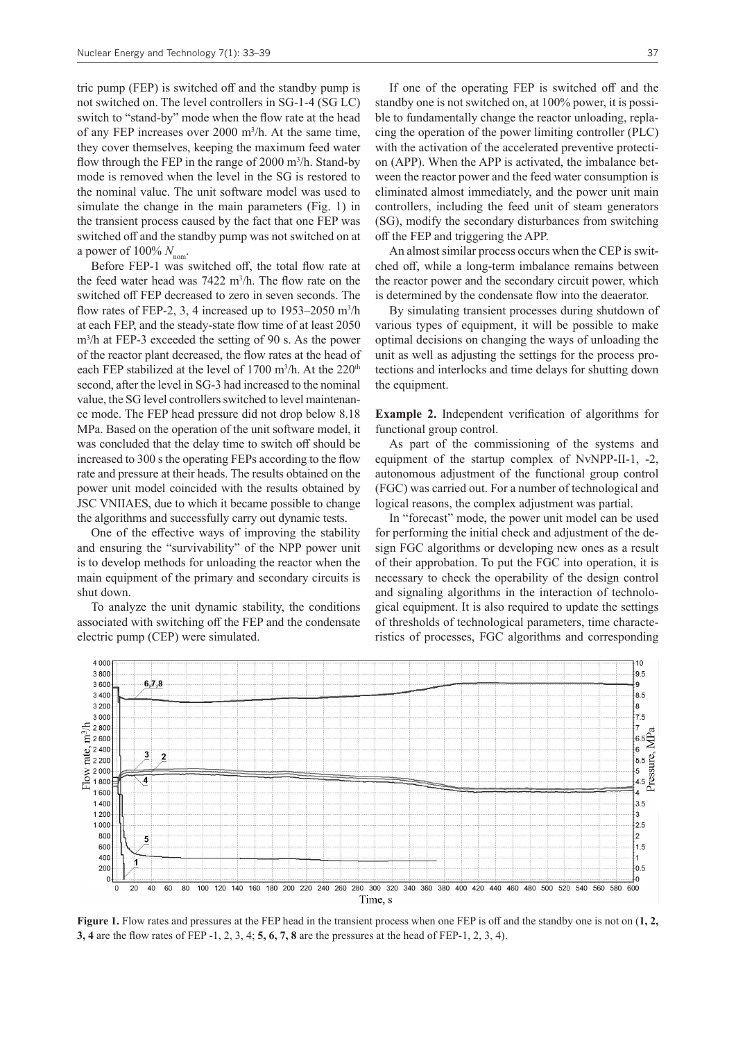tric pump (FEP) is switched off and the standby pump is not switched on. The level controllers in SG-1-4 (SG LC) switch to "stand-by" mode when the flow rate at the head of any FEP increases over 2000 m³/h. At the same time, they cover themselves, keeping the maximum feed water flow through the FEP in the range of 2000 m³/h. Stand-by mode is removed when the level in the SG is restored to the nominal value. The unit software model was used to simulate the change in the main parameters (Fig. 1) in the transient process caused by the fact that one FEP was switched off and the standby pump was not switched on at a power of 100% $N_{nom}$.

Before FEP-1 was switched off, the total flow rate at the feed water head was 7422 m³/h. The flow rate on the switched off FEP decreased to zero in seven seconds. The flow rates of FEP-2, 3, 4 increased up to 1953–2050 m³/h at each FEP, and the steady-state flow time of at least 2050 m³/h at FEP-3 exceeded the setting of 90 s. As the power of the reactor plant decreased, the flow rates at the head of each FEP stabilized at the level of 1700 m³/h. At the 220th second, after the level in SG-3 had increased to the nominal value, the SG level controllers switched to level maintenance mode. The FEP head pressure did not drop below 8.18 MPa. Based on the operation of the unit software model, it was concluded that the delay time to switch off should be increased to 300 s the operating FEPs according to the flow rate and pressure at their heads. The results obtained on the power unit model coincided with the results obtained by JSC VNIIAES, due to which it became possible to change the algorithms and successfully carry out dynamic tests.

One of the effective ways of improving the stability and ensuring the "survivability" of the NPP power unit is to develop methods for unloading the reactor when the main equipment of the primary and secondary circuits is shut down.

To analyze the unit dynamic stability, the conditions associated with switching off the FEP and the condensate electric pump (CEP) were simulated.

If one of the operating FEP is switched off and the standby one is not switched on, at 100% power, it is possible to fundamentally change the reactor unloading, replacing the operation of the power limiting controller (PLC) with the activation of the accelerated preventive protection (APP). When the APP is activated, the imbalance between the reactor power and the feed water consumption is eliminated almost immediately, and the power unit main controllers, including the feed unit of steam generators (SG), modify the secondary disturbances from switching off the FEP and triggering the APP.

An almost similar process occurs when the CEP is switched off, while a long-term imbalance remains between the reactor power and the secondary circuit power, which is determined by the condensate flow into the deaerator.

By simulating transient processes during shutdown of various types of equipment, it will be possible to make optimal decisions on changing the ways of unloading the unit as well as adjusting the settings for the process protections and interlocks and time delays for shutting down the equipment.

**Example 2.** Independent verification of algorithms for functional group control.

As part of the commissioning of the systems and equipment of the startup complex of NvNPP-II-1, -2, autonomous adjustment of the functional group control (FGC) was carried out. For a number of technological and logical reasons, the complex adjustment was partial.

In "forecast" mode, the power unit model can be used for performing the initial check and adjustment of the design FGC algorithms or developing new ones as a result of their approbation. To put the FGC into operation, it is necessary to check the operability of the design control and signaling algorithms in the interaction of technological equipment. It is also required to update the settings of thresholds of technological parameters, time characteristics of processes, FGC algorithms and corresponding

**Figure 1.** Flow rates and pressures at the FEP head in the transient process when one FEP is off and the standby one is not on (**1, 2, 3, 4** are the flow rates of FEP -1, 2, 3, 4; **5, 6, 7, 8** are the pressures at the head of FEP-1, 2, 3, 4).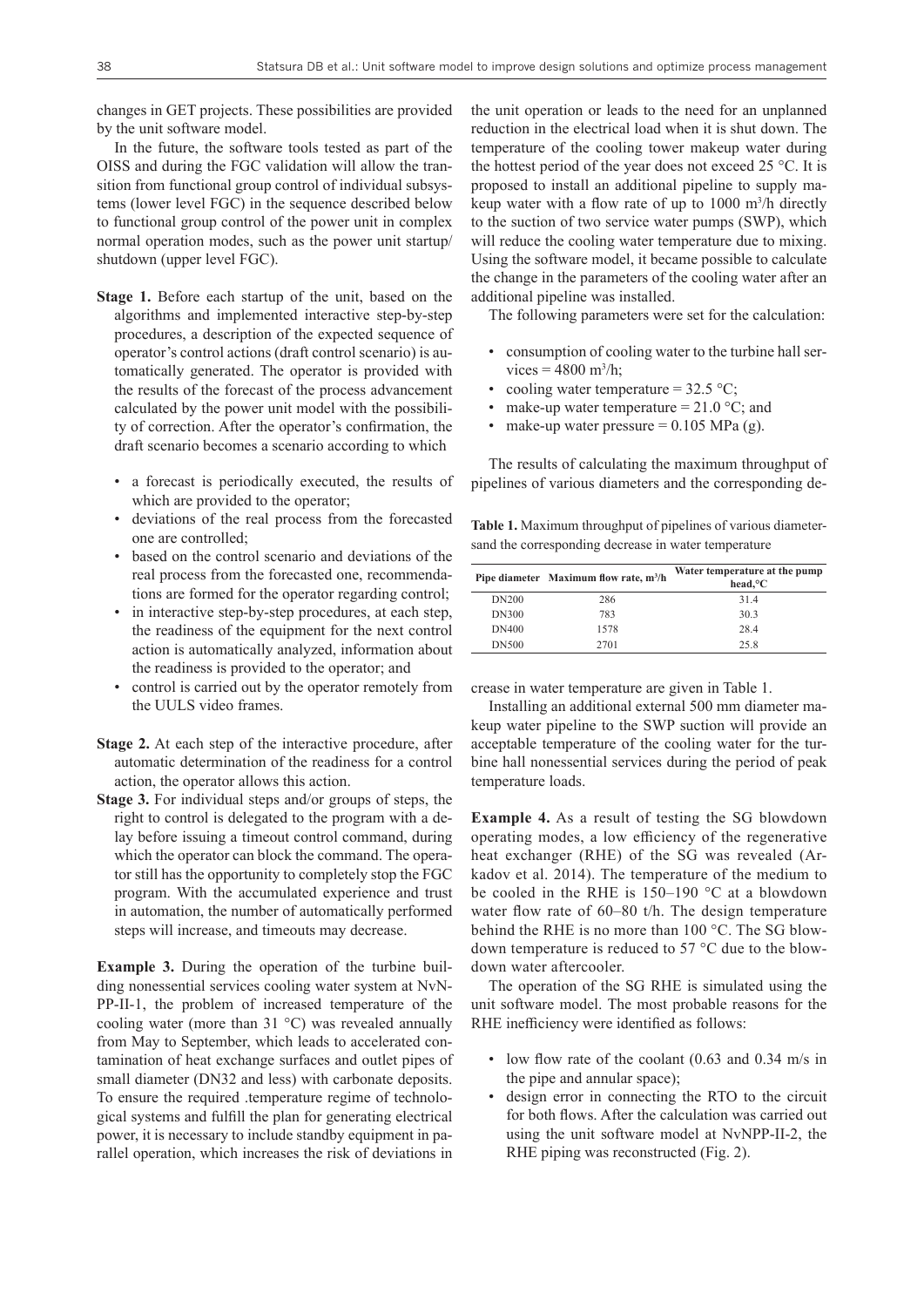changes in GET projects. These possibilities are provided by the unit software model.

In the future, the software tools tested as part of the OISS and during the FGC validation will allow the transition from functional group control of individual subsystems (lower level FGC) in the sequence described below to functional group control of the power unit in complex normal operation modes, such as the power unit startup/shutdown (upper level FGC).

**Stage 1.** Before each startup of the unit, based on the algorithms and implemented interactive step-by-step procedures, a description of the expected sequence of operator's control actions (draft control scenario) is automatically generated. The operator is provided with the results of the forecast of the process advancement calculated by the power unit model with the possibility of correction. After the operator's confirmation, the draft scenario becomes a scenario according to which

- a forecast is periodically executed, the results of which are provided to the operator;
- deviations of the real process from the forecasted one are controlled;
- based on the control scenario and deviations of the real process from the forecasted one, recommendations are formed for the operator regarding control;
- in interactive step-by-step procedures, at each step, the readiness of the equipment for the next control action is automatically analyzed, information about the readiness is provided to the operator; and
- control is carried out by the operator remotely from the UULS video frames.

**Stage 2.** At each step of the interactive procedure, after automatic determination of the readiness for a control action, the operator allows this action.

**Stage 3.** For individual steps and/or groups of steps, the right to control is delegated to the program with a delay before issuing a timeout control command, during which the operator can block the command. The operator still has the opportunity to completely stop the FGC program. With the accumulated experience and trust in automation, the number of automatically performed steps will increase, and timeouts may decrease.

**Example 3.** During the operation of the turbine building nonessential services cooling water system at NvNPP-II-1, the problem of increased temperature of the cooling water (more than 31 °C) was revealed annually from May to September, which leads to accelerated contamination of heat exchange surfaces and outlet pipes of small diameter (DN32 and less) with carbonate deposits. To ensure the required .temperature regime of technological systems and fulfill the plan for generating electrical power, it is necessary to include standby equipment in parallel operation, which increases the risk of deviations in the unit operation or leads to the need for an unplanned reduction in the electrical load when it is shut down. The temperature of the cooling tower makeup water during the hottest period of the year does not exceed 25 °C. It is proposed to install an additional pipeline to supply makeup water with a flow rate of up to 1000 m$^3$/h directly to the suction of two service water pumps (SWP), which will reduce the cooling water temperature due to mixing. Using the software model, it became possible to calculate the change in the parameters of the cooling water after an additional pipeline was installed.

The following parameters were set for the calculation:

- consumption of cooling water to the turbine hall services = 4800 m$^3$/h;
- cooling water temperature = 32.5 °C;
- make-up water temperature = 21.0 °C; and
- make-up water pressure = 0.105 MPa (g).

The results of calculating the maximum throughput of pipelines of various diameters and the corresponding decrease in water temperature are given in Table 1.

**Table 1.** Maximum throughput of pipelines of various diametersand the corresponding decrease in water temperature

| Pipe diameter | Maximum flow rate, m$^3$/h | Water temperature at the pump head,°C |
|---|---|---|
| DN200 | 286 | 31.4 |
| DN300 | 783 | 30.3 |
| DN400 | 1578 | 28.4 |
| DN500 | 2701 | 25.8 |

Installing an additional external 500 mm diameter makeup water pipeline to the SWP suction will provide an acceptable temperature of the cooling water for the turbine hall nonessential services during the period of peak temperature loads.

**Example 4.** As a result of testing the SG blowdown operating modes, a low efficiency of the regenerative heat exchanger (RHE) of the SG was revealed (Arkadov et al. 2014). The temperature of the medium to be cooled in the RHE is 150–190 °C at a blowdown water flow rate of 60–80 t/h. The design temperature behind the RHE is no more than 100 °C. The SG blowdown temperature is reduced to 57 °C due to the blowdown water aftercooler.

The operation of the SG RHE is simulated using the unit software model. The most probable reasons for the RHE inefficiency were identified as follows:

- low flow rate of the coolant (0.63 and 0.34 m/s in the pipe and annular space);
- design error in connecting the RTO to the circuit for both flows. After the calculation was carried out using the unit software model at NvNPP-II-2, the RHE piping was reconstructed (Fig. 2).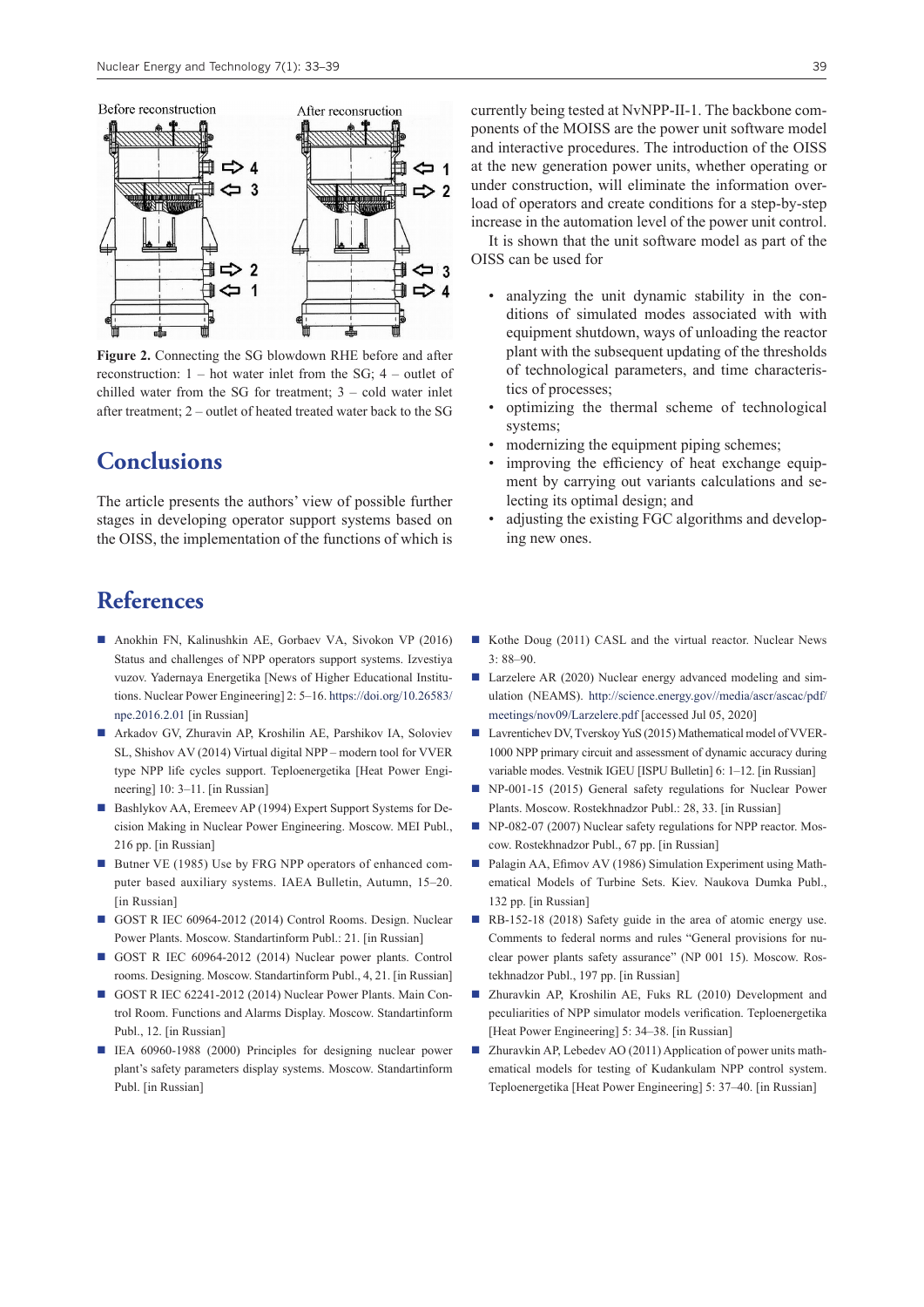Before reconstruction

After reconsruction

4

3

2

1

1

2

3

4

**Figure 2.** Connecting the SG blowdown RHE before and after reconstruction: 1 – hot water inlet from the SG; 4 – outlet of chilled water from the SG for treatment; 3 – cold water inlet after treatment; 2 – outlet of heated treated water back to the SG

## Conclusions

The article presents the authors' view of possible further stages in developing operator support systems based on the OISS, the implementation of the functions of which is currently being tested at NvNPP-II-1. The backbone components of the MOISS are the power unit software model and interactive procedures. The introduction of the OISS at the new generation power units, whether operating or under construction, will eliminate the information overload of operators and create conditions for a step-by-step increase in the automation level of the power unit control.

It is shown that the unit software model as part of the OISS can be used for

- analyzing the unit dynamic stability in the conditions of simulated modes associated with with equipment shutdown, ways of unloading the reactor plant with the subsequent updating of the thresholds of technological parameters, and time characteristics of processes;
- optimizing the thermal scheme of technological systems;
- modernizing the equipment piping schemes;
- improving the efficiency of heat exchange equipment by carrying out variants calculations and selecting its optimal design; and
- adjusting the existing FGC algorithms and developing new ones.

## References

- Anokhin FN, Kalinushkin AE, Gorbaev VA, Sivokon VP (2016) Status and challenges of NPP operators support systems. Izvestiya vuzov. Yadernaya Energetika [News of Higher Educational Institutions. Nuclear Power Engineering] 2: 5–16. https://doi.org/10.26583/npe.2016.2.01 [in Russian]
- Arkadov GV, Zhuravin AP, Kroshilin AE, Parshikov IA, Soloviev SL, Shishov AV (2014) Virtual digital NPP – modern tool for VVER type NPP life cycles support. Teploenergetika [Heat Power Engineering] 10: 3–11. [in Russian]
- Bashlykov AA, Eremeev AP (1994) Expert Support Systems for Decision Making in Nuclear Power Engineering. Moscow. MEI Publ., 216 pp. [in Russian]
- Butner VE (1985) Use by FRG NPP operators of enhanced computer based auxiliary systems. IAEA Bulletin, Autumn, 15–20. [in Russian]
- GOST R IEC 60964-2012 (2014) Control Rooms. Design. Nuclear Power Plants. Moscow. Standartinform Publ.: 21. [in Russian]
- GOST R IEC 60964-2012 (2014) Nuclear power plants. Control rooms. Designing. Moscow. Standartinform Publ., 4, 21. [in Russian]
- GOST R IEC 62241-2012 (2014) Nuclear Power Plants. Main Control Room. Functions and Alarms Display. Moscow. Standartinform Publ., 12. [in Russian]
- IEA 60960-1988 (2000) Principles for designing nuclear power plant's safety parameters display systems. Moscow. Standartinform Publ. [in Russian]
- Kothe Doug (2011) CASL and the virtual reactor. Nuclear News 3: 88–90.
- Larzelere AR (2020) Nuclear energy advanced modeling and simulation (NEAMS). http://science.energy.gov//media/ascr/ascac/pdf/meetings/nov09/Larzelere.pdf [accessed Jul 05, 2020]
- Lavrentichev DV, Tverskoy YuS (2015) Mathematical model of VVER-1000 NPP primary circuit and assessment of dynamic accuracy during variable modes. Vestnik IGEU [ISPU Bulletin] 6: 1–12. [in Russian]
- NP-001-15 (2015) General safety regulations for Nuclear Power Plants. Moscow. Rostekhnadzor Publ.: 28, 33. [in Russian]
- NP-082-07 (2007) Nuclear safety regulations for NPP reactor. Moscow. Rostekhnadzor Publ., 67 pp. [in Russian]
- Palagin AA, Efimov AV (1986) Simulation Experiment using Mathematical Models of Turbine Sets. Kiev. Naukova Dumka Publ., 132 pp. [in Russian]
- RB-152-18 (2018) Safety guide in the area of atomic energy use. Comments to federal norms and rules "General provisions for nuclear power plants safety assurance" (NP 001 15). Moscow. Rostekhnadzor Publ., 197 pp. [in Russian]
- Zhuravkin AP, Kroshilin AE, Fuks RL (2010) Development and peculiarities of NPP simulator models verification. Teploenergetika [Heat Power Engineering] 5: 34–38. [in Russian]
- Zhuravkin AP, Lebedev AO (2011) Application of power units mathematical models for testing of Kudankulam NPP control system. Teploenergetika [Heat Power Engineering] 5: 37–40. [in Russian]